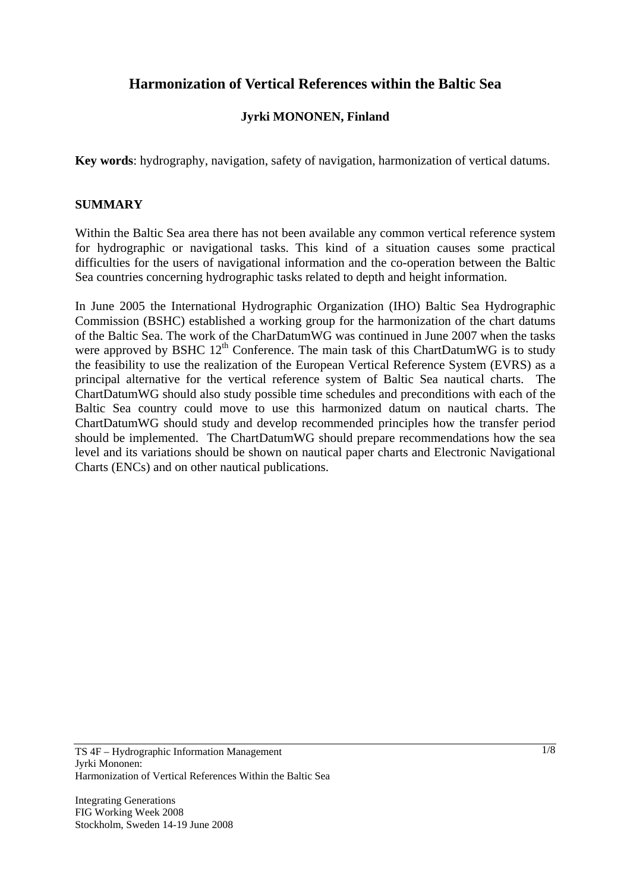# Harmonization of Vertical References within the Baltic Sea

**Jyrki MONONEN, Finland**

**Key words**: hydrography, navigation, safety of navigation, harmonization of vertical datums.

## SUMMARY

Within the Baltic Sea area there has not been available any common vertical reference system for hydrographic or navigational tasks. This kind of a situation causes some practical difficulties for the users of navigational information and the co-operation between the Baltic Sea countries concerning hydrographic tasks related to depth and height information.

In June 2005 the International Hydrographic Organization (IHO) Baltic Sea Hydrographic Commission (BSHC) established a working group for the harmonization of the chart datums of the Baltic Sea. The work of the CharDatumWG was continued in June 2007 when the tasks were approved by BSHC 12th Conference. The main task of this ChartDatumWG is to study the feasibility to use the realization of the European Vertical Reference System (EVRS) as a principal alternative for the vertical reference system of Baltic Sea nautical charts. The ChartDatumWG should also study possible time schedules and preconditions with each of the Baltic Sea country could move to use this harmonized datum on nautical charts. The ChartDatumWG should study and develop recommended principles how the transfer period should be implemented. The ChartDatumWG should prepare recommendations how the sea level and its variations should be shown on nautical paper charts and Electronic Navigational Charts (ENCs) and on other nautical publications.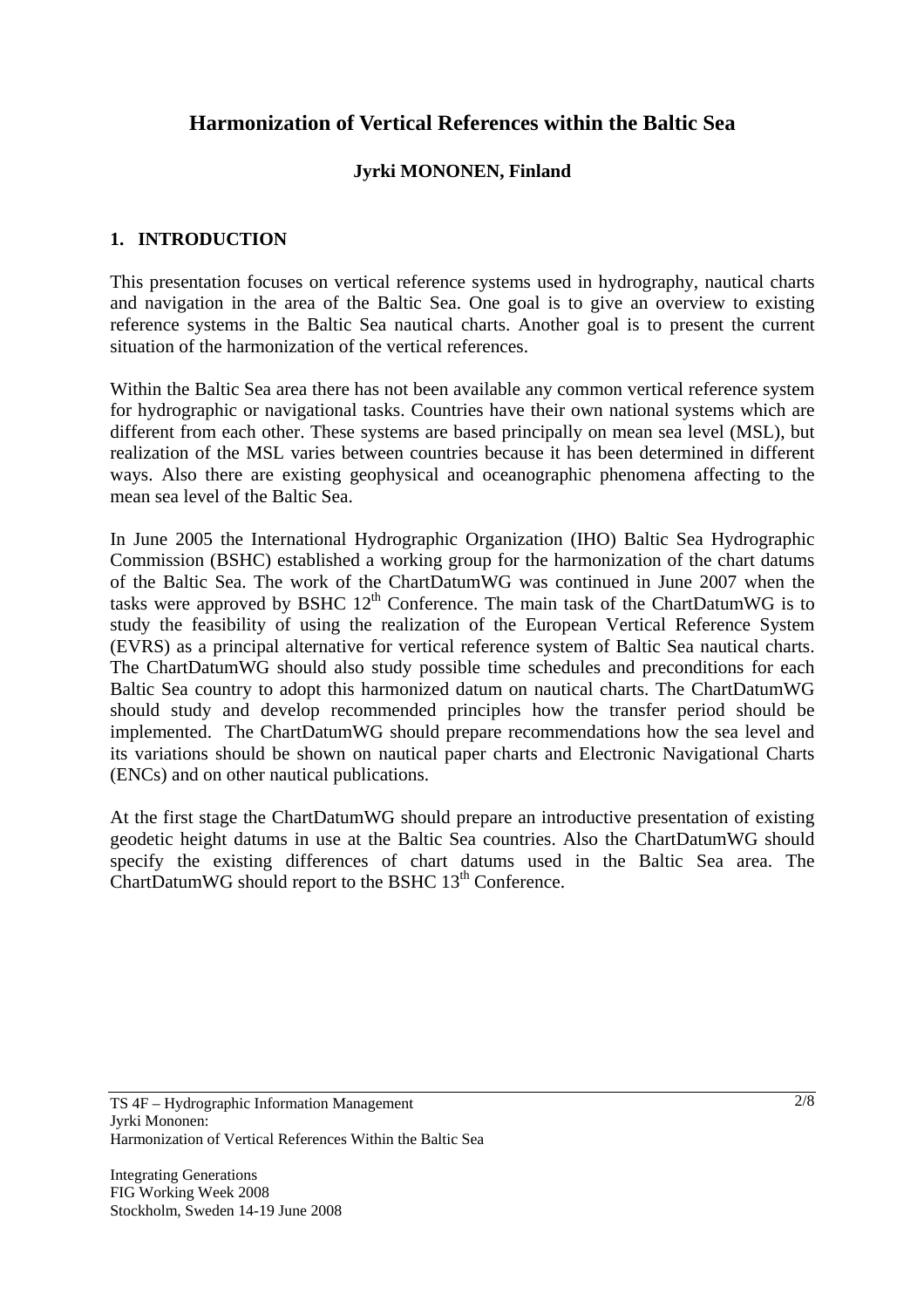# Harmonization of Vertical References within the Baltic Sea

**Jyrki MONONEN, Finland**

## 1. INTRODUCTION

This presentation focuses on vertical reference systems used in hydrography, nautical charts and navigation in the area of the Baltic Sea. One goal is to give an overview to existing reference systems in the Baltic Sea nautical charts. Another goal is to present the current situation of the harmonization of the vertical references.

Within the Baltic Sea area there has not been available any common vertical reference system for hydrographic or navigational tasks. Countries have their own national systems which are different from each other. These systems are based principally on mean sea level (MSL), but realization of the MSL varies between countries because it has been determined in different ways. Also there are existing geophysical and oceanographic phenomena affecting to the mean sea level of the Baltic Sea.

In June 2005 the International Hydrographic Organization (IHO) Baltic Sea Hydrographic Commission (BSHC) established a working group for the harmonization of the chart datums of the Baltic Sea. The work of the ChartDatumWG was continued in June 2007 when the tasks were approved by BSHC 12th Conference. The main task of the ChartDatumWG is to study the feasibility of using the realization of the European Vertical Reference System (EVRS) as a principal alternative for vertical reference system of Baltic Sea nautical charts. The ChartDatumWG should also study possible time schedules and preconditions for each Baltic Sea country to adopt this harmonized datum on nautical charts. The ChartDatumWG should study and develop recommended principles how the transfer period should be implemented. The ChartDatumWG should prepare recommendations how the sea level and its variations should be shown on nautical paper charts and Electronic Navigational Charts (ENCs) and on other nautical publications.

At the first stage the ChartDatumWG should prepare an introductive presentation of existing geodetic height datums in use at the Baltic Sea countries. Also the ChartDatumWG should specify the existing differences of chart datums used in the Baltic Sea area. The ChartDatumWG should report to the BSHC 13th Conference.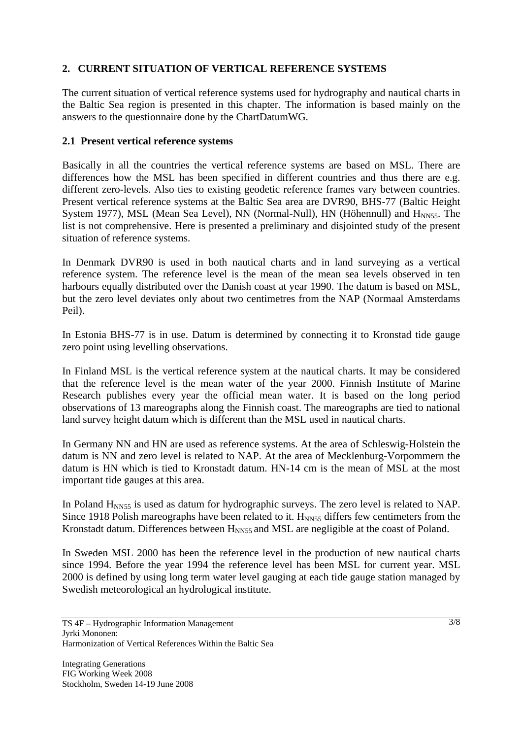## 2. CURRENT SITUATION OF VERTICAL REFERENCE SYSTEMS

The current situation of vertical reference systems used for hydrography and nautical charts in the Baltic Sea region is presented in this chapter. The information is based mainly on the answers to the questionnaire done by the ChartDatumWG.

### 2.1 Present vertical reference systems

Basically in all the countries the vertical reference systems are based on MSL. There are differences how the MSL has been specified in different countries and thus there are e.g. different zero-levels. Also ties to existing geodetic reference frames vary between countries. Present vertical reference systems at the Baltic Sea area are DVR90, BHS-77 (Baltic Height System 1977), MSL (Mean Sea Level), NN (Normal-Null), HN (Höhennull) and $H_{NN55}$. The list is not comprehensive. Here is presented a preliminary and disjointed study of the present situation of reference systems.

In Denmark DVR90 is used in both nautical charts and in land surveying as a vertical reference system. The reference level is the mean of the mean sea levels observed in ten harbours equally distributed over the Danish coast at year 1990. The datum is based on MSL, but the zero level deviates only about two centimetres from the NAP (Normaal Amsterdams Peil).

In Estonia BHS-77 is in use. Datum is determined by connecting it to Kronstad tide gauge zero point using levelling observations.

In Finland MSL is the vertical reference system at the nautical charts. It may be considered that the reference level is the mean water of the year 2000. Finnish Institute of Marine Research publishes every year the official mean water. It is based on the long period observations of 13 mareographs along the Finnish coast. The mareographs are tied to national land survey height datum which is different than the MSL used in nautical charts.

In Germany NN and HN are used as reference systems. At the area of Schleswig-Holstein the datum is NN and zero level is related to NAP. At the area of Mecklenburg-Vorpommern the datum is HN which is tied to Kronstadt datum. HN-14 cm is the mean of MSL at the most important tide gauges at this area.

In Poland $H_{NN55}$ is used as datum for hydrographic surveys. The zero level is related to NAP. Since 1918 Polish mareographs have been related to it. $H_{NN55}$ differs few centimeters from the Kronstadt datum. Differences between $H_{NN55}$ and MSL are negligible at the coast of Poland.

In Sweden MSL 2000 has been the reference level in the production of new nautical charts since 1994. Before the year 1994 the reference level has been MSL for current year. MSL 2000 is defined by using long term water level gauging at each tide gauge station managed by Swedish meteorological an hydrological institute.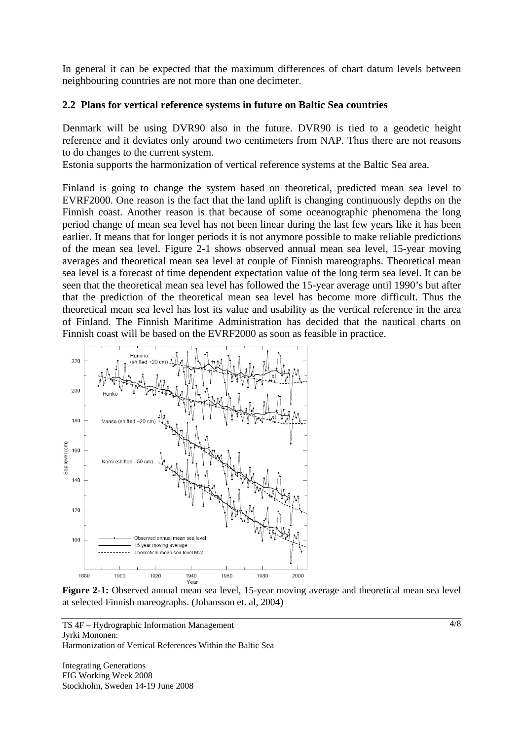In general it can be expected that the maximum differences of chart datum levels between neighbouring countries are not more than one decimeter.

### 2.2 Plans for vertical reference systems in future on Baltic Sea countries

Denmark will be using DVR90 also in the future. DVR90 is tied to a geodetic height reference and it deviates only around two centimeters from NAP. Thus there are not reasons to do changes to the current system.
Estonia supports the harmonization of vertical reference systems at the Baltic Sea area.

Finland is going to change the system based on theoretical, predicted mean sea level to EVRF2000. One reason is the fact that the land uplift is changing continuously depths on the Finnish coast. Another reason is that because of some oceanographic phenomena the long period change of mean sea level has not been linear during the last few years like it has been earlier. It means that for longer periods it is not anymore possible to make reliable predictions of the mean sea level. Figure 2-1 shows observed annual mean sea level, 15-year moving averages and theoretical mean sea level at couple of Finnish mareographs. Theoretical mean sea level is a forecast of time dependent expectation value of the long term sea level. It can be seen that the theoretical mean sea level has followed the 15-year average until 1990's but after that the prediction of the theoretical mean sea level has become more difficult. Thus the theoretical mean sea level has lost its value and usability as the vertical reference in the area of Finland. The Finnish Maritime Administration has decided that the nautical charts on Finnish coast will be based on the EVRF2000 as soon as feasible in practice.

**Figure 2-1:** Observed annual mean sea level, 15-year moving average and theoretical mean sea level at selected Finnish mareographs. (Johansson et. al, 2004)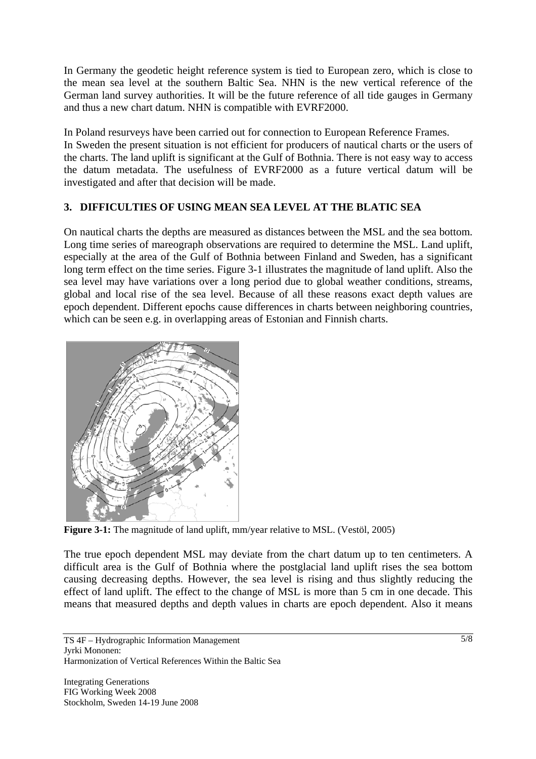In Germany the geodetic height reference system is tied to European zero, which is close to the mean sea level at the southern Baltic Sea. NHN is the new vertical reference of the German land survey authorities. It will be the future reference of all tide gauges in Germany and thus a new chart datum. NHN is compatible with EVRF2000.

In Poland resurveys have been carried out for connection to European Reference Frames.
In Sweden the present situation is not efficient for producers of nautical charts or the users of the charts. The land uplift is significant at the Gulf of Bothnia. There is not easy way to access the datum metadata. The usefulness of EVRF2000 as a future vertical datum will be investigated and after that decision will be made.

## 3. DIFFICULTIES OF USING MEAN SEA LEVEL AT THE BLATIC SEA

On nautical charts the depths are measured as distances between the MSL and the sea bottom. Long time series of mareograph observations are required to determine the MSL. Land uplift, especially at the area of the Gulf of Bothnia between Finland and Sweden, has a significant long term effect on the time series. Figure 3-1 illustrates the magnitude of land uplift. Also the sea level may have variations over a long period due to global weather conditions, streams, global and local rise of the sea level. Because of all these reasons exact depth values are epoch dependent. Different epochs cause differences in charts between neighboring countries, which can be seen e.g. in overlapping areas of Estonian and Finnish charts.

**Figure 3-1:** The magnitude of land uplift, mm/year relative to MSL. (Vestöl, 2005)

The true epoch dependent MSL may deviate from the chart datum up to ten centimeters. A difficult area is the Gulf of Bothnia where the postglacial land uplift rises the sea bottom causing decreasing depths. However, the sea level is rising and thus slightly reducing the effect of land uplift. The effect to the change of MSL is more than 5 cm in one decade. This means that measured depths and depth values in charts are epoch dependent. Also it means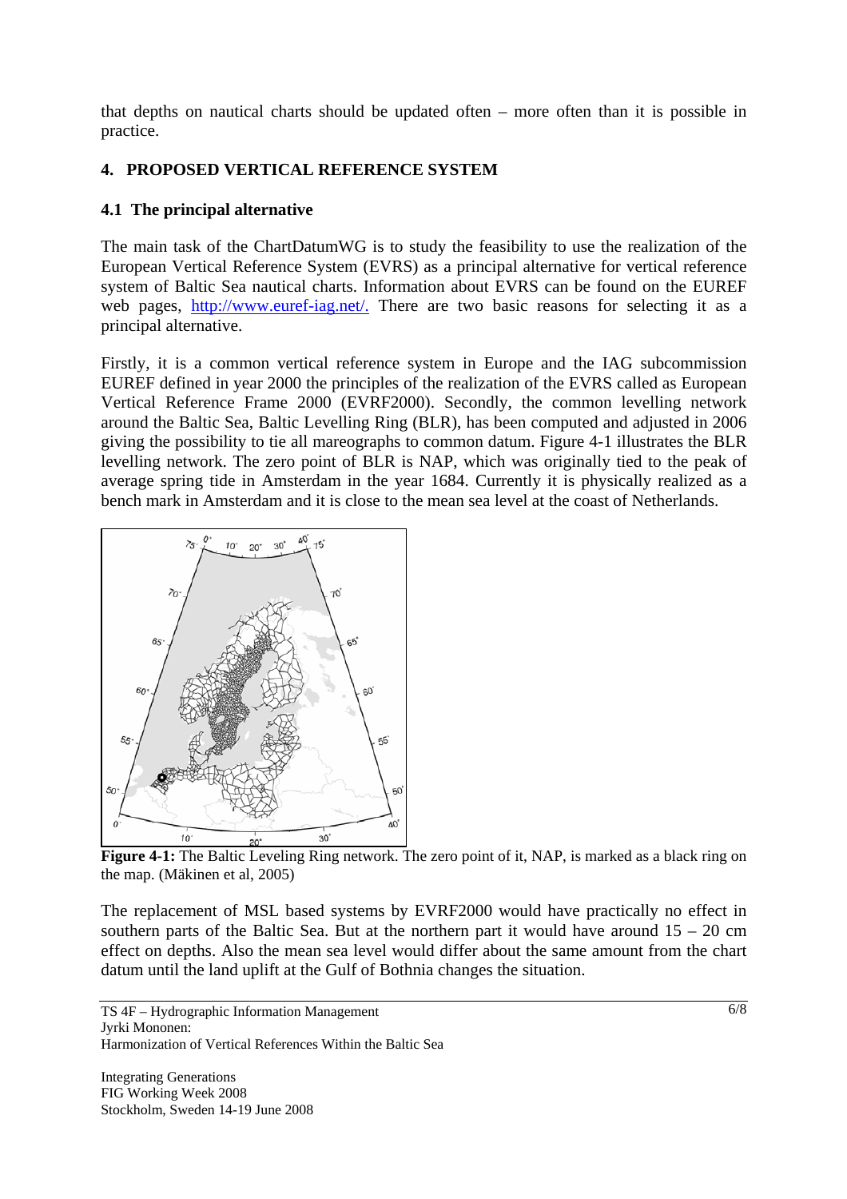that depths on nautical charts should be updated often – more often than it is possible in practice.

## 4. PROPOSED VERTICAL REFERENCE SYSTEM

### 4.1 The principal alternative

The main task of the ChartDatumWG is to study the feasibility to use the realization of the European Vertical Reference System (EVRS) as a principal alternative for vertical reference system of Baltic Sea nautical charts. Information about EVRS can be found on the EUREF web pages, http://www.euref-iag.net/. There are two basic reasons for selecting it as a principal alternative.

Firstly, it is a common vertical reference system in Europe and the IAG subcommission EUREF defined in year 2000 the principles of the realization of the EVRS called as European Vertical Reference Frame 2000 (EVRF2000). Secondly, the common levelling network around the Baltic Sea, Baltic Levelling Ring (BLR), has been computed and adjusted in 2006 giving the possibility to tie all mareographs to common datum. Figure 4-1 illustrates the BLR levelling network. The zero point of BLR is NAP, which was originally tied to the peak of average spring tide in Amsterdam in the year 1684. Currently it is physically realized as a bench mark in Amsterdam and it is close to the mean sea level at the coast of Netherlands.

**Figure 4-1:** The Baltic Leveling Ring network. The zero point of it, NAP, is marked as a black ring on the map. (Mäkinen et al, 2005)

The replacement of MSL based systems by EVRF2000 would have practically no effect in southern parts of the Baltic Sea. But at the northern part it would have around 15 – 20 cm effect on depths. Also the mean sea level would differ about the same amount from the chart datum until the land uplift at the Gulf of Bothnia changes the situation.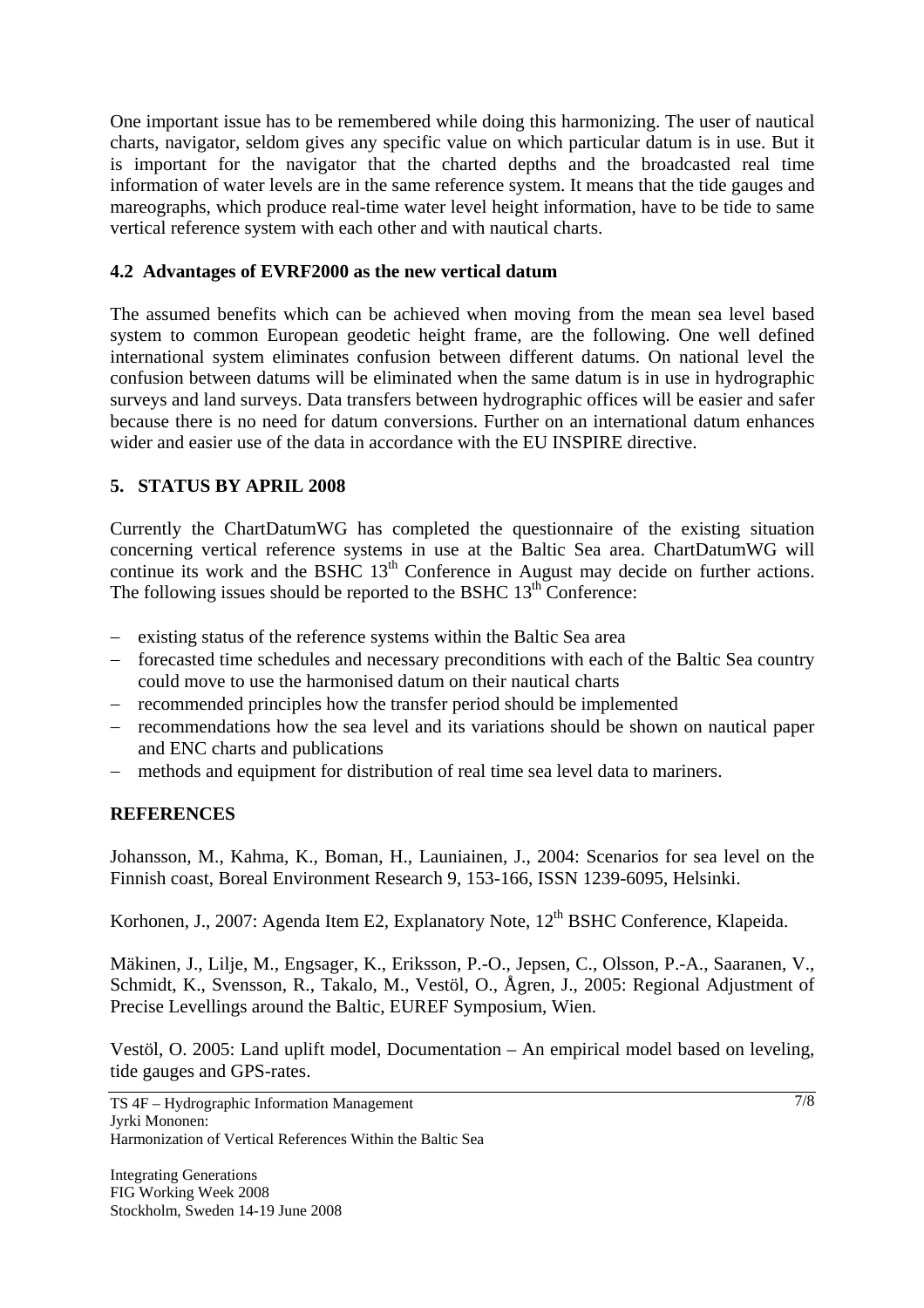One important issue has to be remembered while doing this harmonizing. The user of nautical charts, navigator, seldom gives any specific value on which particular datum is in use. But it is important for the navigator that the charted depths and the broadcasted real time information of water levels are in the same reference system. It means that the tide gauges and mareographs, which produce real-time water level height information, have to be tide to same vertical reference system with each other and with nautical charts.

### 4.2 Advantages of EVRF2000 as the new vertical datum

The assumed benefits which can be achieved when moving from the mean sea level based system to common European geodetic height frame, are the following. One well defined international system eliminates confusion between different datums. On national level the confusion between datums will be eliminated when the same datum is in use in hydrographic surveys and land surveys. Data transfers between hydrographic offices will be easier and safer because there is no need for datum conversions. Further on an international datum enhances wider and easier use of the data in accordance with the EU INSPIRE directive.

## 5. STATUS BY APRIL 2008

Currently the ChartDatumWG has completed the questionnaire of the existing situation concerning vertical reference systems in use at the Baltic Sea area. ChartDatumWG will continue its work and the BSHC 13th Conference in August may decide on further actions. The following issues should be reported to the BSHC 13th Conference:

- existing status of the reference systems within the Baltic Sea area
- forecasted time schedules and necessary preconditions with each of the Baltic Sea country could move to use the harmonised datum on their nautical charts
- recommended principles how the transfer period should be implemented
- recommendations how the sea level and its variations should be shown on nautical paper and ENC charts and publications
- methods and equipment for distribution of real time sea level data to mariners.

## REFERENCES

Johansson, M., Kahma, K., Boman, H., Launiainen, J., 2004: Scenarios for sea level on the Finnish coast, Boreal Environment Research 9, 153-166, ISSN 1239-6095, Helsinki.

Korhonen, J., 2007: Agenda Item E2, Explanatory Note, 12th BSHC Conference, Klapeida.

Mäkinen, J., Lilje, M., Engsager, K., Eriksson, P.-O., Jepsen, C., Olsson, P.-A., Saaranen, V., Schmidt, K., Svensson, R., Takalo, M., Vestöl, O., Ågren, J., 2005: Regional Adjustment of Precise Levellings around the Baltic, EUREF Symposium, Wien.

Vestöl, O. 2005: Land uplift model, Documentation – An empirical model based on leveling, tide gauges and GPS-rates.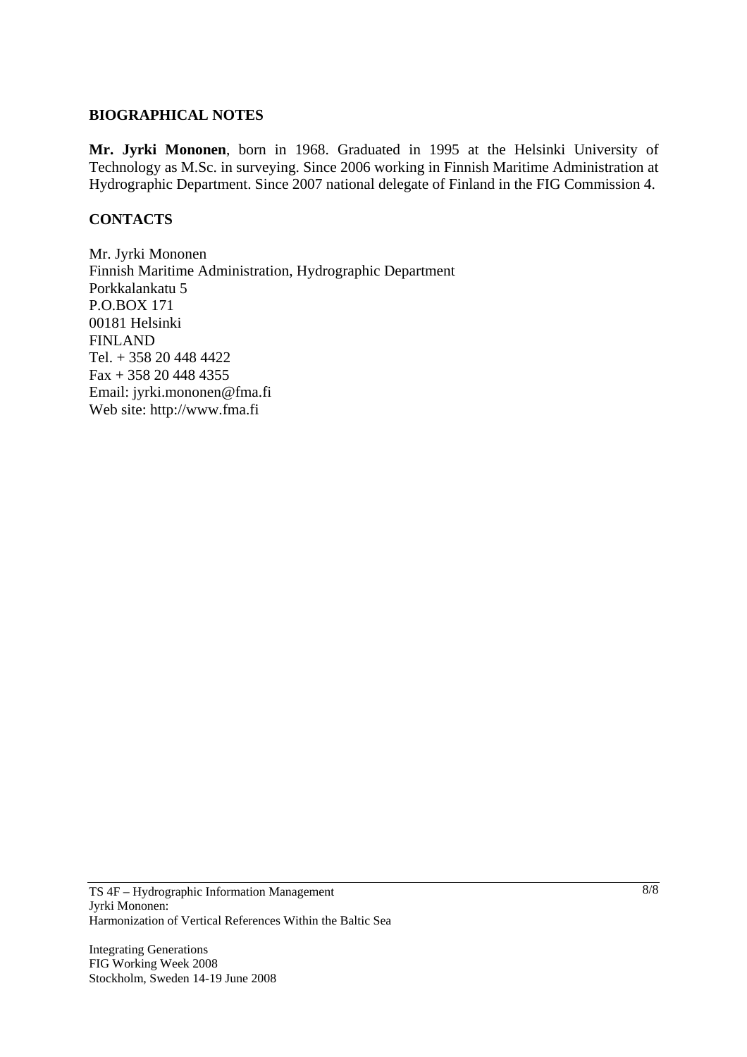## BIOGRAPHICAL NOTES

**Mr. Jyrki Mononen**, born in 1968. Graduated in 1995 at the Helsinki University of Technology as M.Sc. in surveying. Since 2006 working in Finnish Maritime Administration at Hydrographic Department. Since 2007 national delegate of Finland in the FIG Commission 4.

## CONTACTS

Mr. Jyrki Mononen
Finnish Maritime Administration, Hydrographic Department
Porkkalankatu 5
P.O.BOX 171
00181 Helsinki
FINLAND
Tel. + 358 20 448 4422
Fax + 358 20 448 4355
Email: jyrki.mononen@fma.fi
Web site: http://www.fma.fi